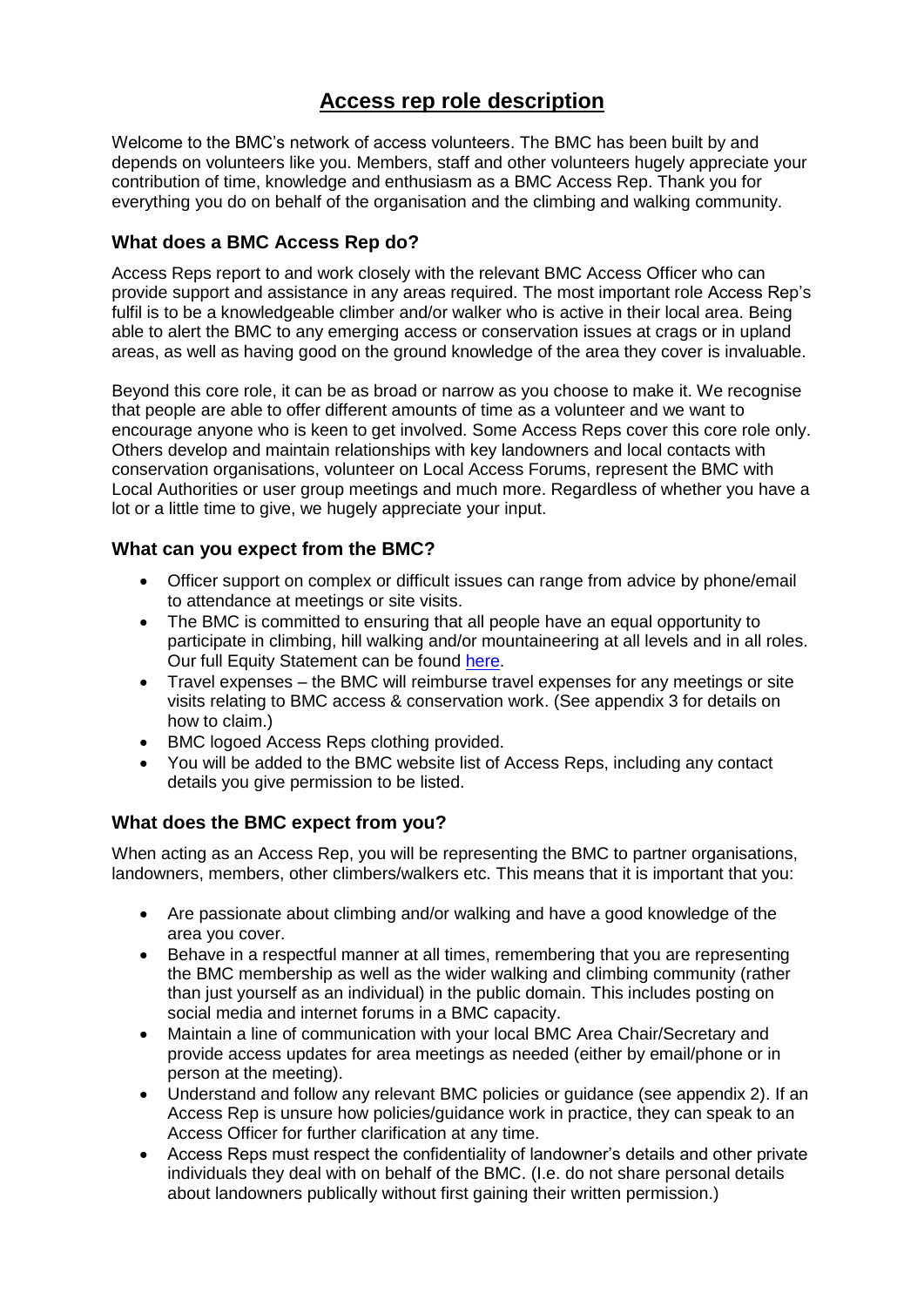# Access rep role description

Welcome to the BMC's network of access volunteers. The BMC has been built by and depends on volunteers like you. Members, staff and other volunteers hugely appreciate your contribution of time, knowledge and enthusiasm as a BMC Access Rep. Thank you for everything you do on behalf of the organisation and the climbing and walking community.

## What does a BMC Access Rep do?

Access Reps report to and work closely with the relevant BMC Access Officer who can provide support and assistance in any areas required. The most important role Access Rep's fulfil is to be a knowledgeable climber and/or walker who is active in their local area. Being able to alert the BMC to any emerging access or conservation issues at crags or in upland areas, as well as having good on the ground knowledge of the area they cover is invaluable.

Beyond this core role, it can be as broad or narrow as you choose to make it. We recognise that people are able to offer different amounts of time as a volunteer and we want to encourage anyone who is keen to get involved. Some Access Reps cover this core role only. Others develop and maintain relationships with key landowners and local contacts with conservation organisations, volunteer on Local Access Forums, represent the BMC with Local Authorities or user group meetings and much more. Regardless of whether you have a lot or a little time to give, we hugely appreciate your input.

## What can you expect from the BMC?

- Officer support on complex or difficult issues can range from advice by phone/email to attendance at meetings or site visits.
- The BMC is committed to ensuring that all people have an equal opportunity to participate in climbing, hill walking and/or mountaineering at all levels and in all roles. Our full Equity Statement can be found here.
- Travel expenses – the BMC will reimburse travel expenses for any meetings or site visits relating to BMC access & conservation work. (See appendix 3 for details on how to claim.)
- BMC logoed Access Reps clothing provided.
- You will be added to the BMC website list of Access Reps, including any contact details you give permission to be listed.

## What does the BMC expect from you?

When acting as an Access Rep, you will be representing the BMC to partner organisations, landowners, members, other climbers/walkers etc. This means that it is important that you:

- Are passionate about climbing and/or walking and have a good knowledge of the area you cover.
- Behave in a respectful manner at all times, remembering that you are representing the BMC membership as well as the wider walking and climbing community (rather than just yourself as an individual) in the public domain. This includes posting on social media and internet forums in a BMC capacity.
- Maintain a line of communication with your local BMC Area Chair/Secretary and provide access updates for area meetings as needed (either by email/phone or in person at the meeting).
- Understand and follow any relevant BMC policies or guidance (see appendix 2). If an Access Rep is unsure how policies/guidance work in practice, they can speak to an Access Officer for further clarification at any time.
- Access Reps must respect the confidentiality of landowner's details and other private individuals they deal with on behalf of the BMC. (I.e. do not share personal details about landowners publically without first gaining their written permission.)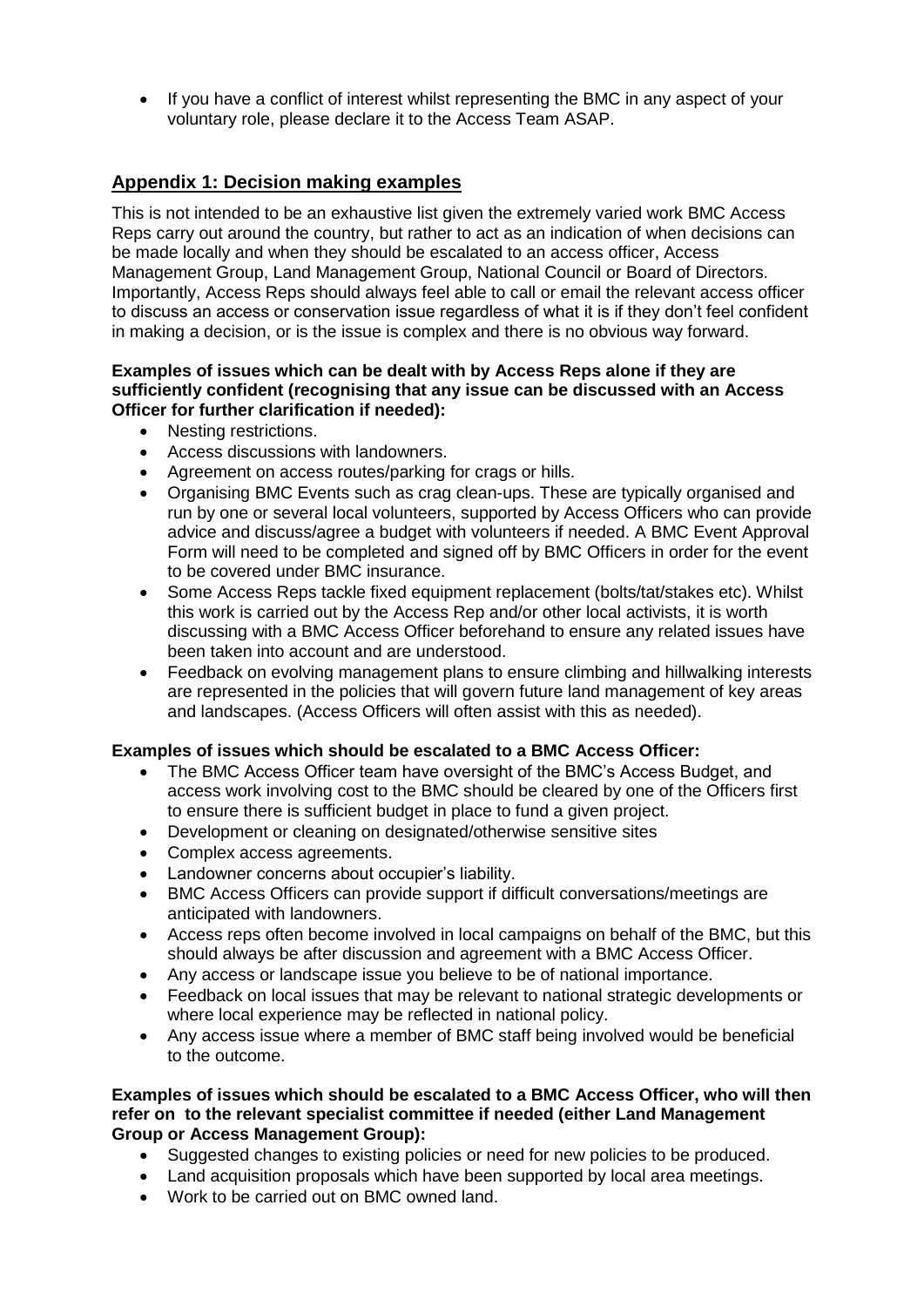- If you have a conflict of interest whilst representing the BMC in any aspect of your voluntary role, please declare it to the Access Team ASAP.

## Appendix 1: Decision making examples

This is not intended to be an exhaustive list given the extremely varied work BMC Access Reps carry out around the country, but rather to act as an indication of when decisions can be made locally and when they should be escalated to an access officer, Access Management Group, Land Management Group, National Council or Board of Directors. Importantly, Access Reps should always feel able to call or email the relevant access officer to discuss an access or conservation issue regardless of what it is if they don't feel confident in making a decision, or is the issue is complex and there is no obvious way forward.

**Examples of issues which can be dealt with by Access Reps alone if they are sufficiently confident (recognising that any issue can be discussed with an Access Officer for further clarification if needed):**

- Nesting restrictions.
- Access discussions with landowners.
- Agreement on access routes/parking for crags or hills.
- Organising BMC Events such as crag clean-ups. These are typically organised and run by one or several local volunteers, supported by Access Officers who can provide advice and discuss/agree a budget with volunteers if needed. A BMC Event Approval Form will need to be completed and signed off by BMC Officers in order for the event to be covered under BMC insurance.
- Some Access Reps tackle fixed equipment replacement (bolts/tat/stakes etc). Whilst this work is carried out by the Access Rep and/or other local activists, it is worth discussing with a BMC Access Officer beforehand to ensure any related issues have been taken into account and are understood.
- Feedback on evolving management plans to ensure climbing and hillwalking interests are represented in the policies that will govern future land management of key areas and landscapes. (Access Officers will often assist with this as needed).

**Examples of issues which should be escalated to a BMC Access Officer:**

- The BMC Access Officer team have oversight of the BMC's Access Budget, and access work involving cost to the BMC should be cleared by one of the Officers first to ensure there is sufficient budget in place to fund a given project.
- Development or cleaning on designated/otherwise sensitive sites
- Complex access agreements.
- Landowner concerns about occupier's liability.
- BMC Access Officers can provide support if difficult conversations/meetings are anticipated with landowners.
- Access reps often become involved in local campaigns on behalf of the BMC, but this should always be after discussion and agreement with a BMC Access Officer.
- Any access or landscape issue you believe to be of national importance.
- Feedback on local issues that may be relevant to national strategic developments or where local experience may be reflected in national policy.
- Any access issue where a member of BMC staff being involved would be beneficial to the outcome.

**Examples of issues which should be escalated to a BMC Access Officer, who will then refer on to the relevant specialist committee if needed (either Land Management Group or Access Management Group):**

- Suggested changes to existing policies or need for new policies to be produced.
- Land acquisition proposals which have been supported by local area meetings.
- Work to be carried out on BMC owned land.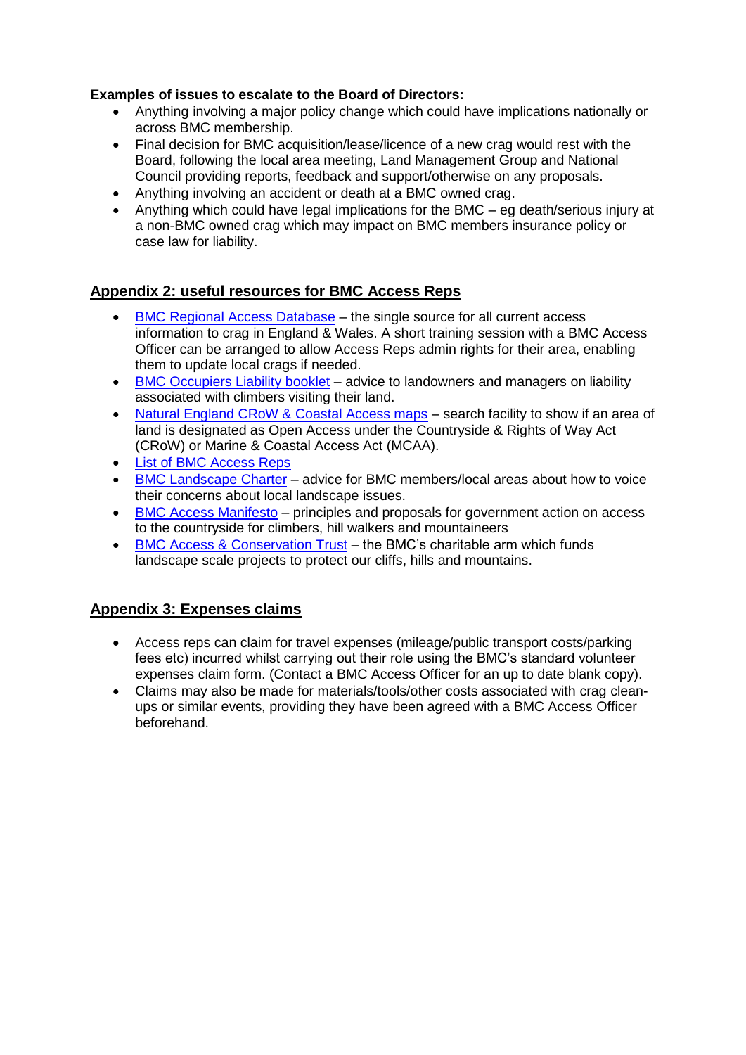**Examples of issues to escalate to the Board of Directors:**

- Anything involving a major policy change which could have implications nationally or across BMC membership.
- Final decision for BMC acquisition/lease/licence of a new crag would rest with the Board, following the local area meeting, Land Management Group and National Council providing reports, feedback and support/otherwise on any proposals.
- Anything involving an accident or death at a BMC owned crag.
- Anything which could have legal implications for the BMC – eg death/serious injury at a non-BMC owned crag which may impact on BMC members insurance policy or case law for liability.

## Appendix 2: useful resources for BMC Access Reps

- BMC Regional Access Database – the single source for all current access information to crag in England & Wales. A short training session with a BMC Access Officer can be arranged to allow Access Reps admin rights for their area, enabling them to update local crags if needed.
- BMC Occupiers Liability booklet – advice to landowners and managers on liability associated with climbers visiting their land.
- Natural England CRoW & Coastal Access maps – search facility to show if an area of land is designated as Open Access under the Countryside & Rights of Way Act (CRoW) or Marine & Coastal Access Act (MCAA).
- List of BMC Access Reps
- BMC Landscape Charter – advice for BMC members/local areas about how to voice their concerns about local landscape issues.
- BMC Access Manifesto – principles and proposals for government action on access to the countryside for climbers, hill walkers and mountaineers
- BMC Access & Conservation Trust – the BMC's charitable arm which funds landscape scale projects to protect our cliffs, hills and mountains.

## Appendix 3: Expenses claims

- Access reps can claim for travel expenses (mileage/public transport costs/parking fees etc) incurred whilst carrying out their role using the BMC's standard volunteer expenses claim form. (Contact a BMC Access Officer for an up to date blank copy).
- Claims may also be made for materials/tools/other costs associated with crag clean-ups or similar events, providing they have been agreed with a BMC Access Officer beforehand.